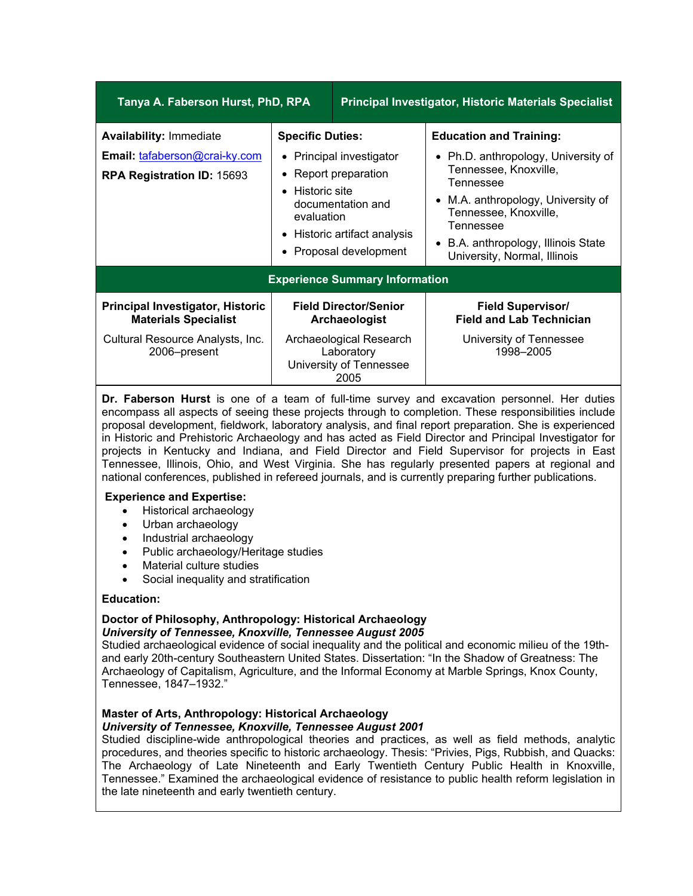| Tanya A. Faberson Hurst, PhD, RPA | Principal Investigator, Historic Materials Specialist | |
|---|---|---|
| **Availability:** Immediate<br>**Email:** [tafaberson@crai-ky.com](mailto:tafaberson@crai-ky.com)<br>**RPA Registration ID:** 15693 | **Specific Duties:**<br>• Principal investigator<br>• Report preparation<br>• Historic site documentation and evaluation<br>• Historic artifact analysis<br>• Proposal development | **Education and Training:**<br>• Ph.D. anthropology, University of Tennessee, Knoxville, Tennessee<br>• M.A. anthropology, University of Tennessee, Knoxville, Tennessee<br>• B.A. anthropology, Illinois State University, Normal, Illinois |

## Experience Summary Information

| Principal Investigator, Historic Materials Specialist | Field Director/Senior Archaeologist | Field Supervisor/ Field and Lab Technician |
|---|---|---|
| Cultural Resource Analysts, Inc. 2006–present | Archaeological Research Laboratory University of Tennessee 2005 | University of Tennessee 1998–2005 |

**Dr. Faberson Hurst** is one of a team of full-time survey and excavation personnel. Her duties encompass all aspects of seeing these projects through to completion. These responsibilities include proposal development, fieldwork, laboratory analysis, and final report preparation. She is experienced in Historic and Prehistoric Archaeology and has acted as Field Director and Principal Investigator for projects in Kentucky and Indiana, and Field Director and Field Supervisor for projects in East Tennessee, Illinois, Ohio, and West Virginia. She has regularly presented papers at regional and national conferences, published in refereed journals, and is currently preparing further publications.

**Experience and Expertise:**

- Historical archaeology
- Urban archaeology
- Industrial archaeology
- Public archaeology/Heritage studies
- Material culture studies
- Social inequality and stratification

**Education:**

**Doctor of Philosophy, Anthropology: Historical Archaeology**
***University of Tennessee, Knoxville, Tennessee August 2005***
Studied archaeological evidence of social inequality and the political and economic milieu of the 19th- and early 20th-century Southeastern United States. Dissertation: "In the Shadow of Greatness: The Archaeology of Capitalism, Agriculture, and the Informal Economy at Marble Springs, Knox County, Tennessee, 1847–1932."

**Master of Arts, Anthropology: Historical Archaeology**
***University of Tennessee, Knoxville, Tennessee August 2001***
Studied discipline-wide anthropological theories and practices, as well as field methods, analytic procedures, and theories specific to historic archaeology. Thesis: "Privies, Pigs, Rubbish, and Quacks: The Archaeology of Late Nineteenth and Early Twentieth Century Public Health in Knoxville, Tennessee." Examined the archaeological evidence of resistance to public health reform legislation in the late nineteenth and early twentieth century.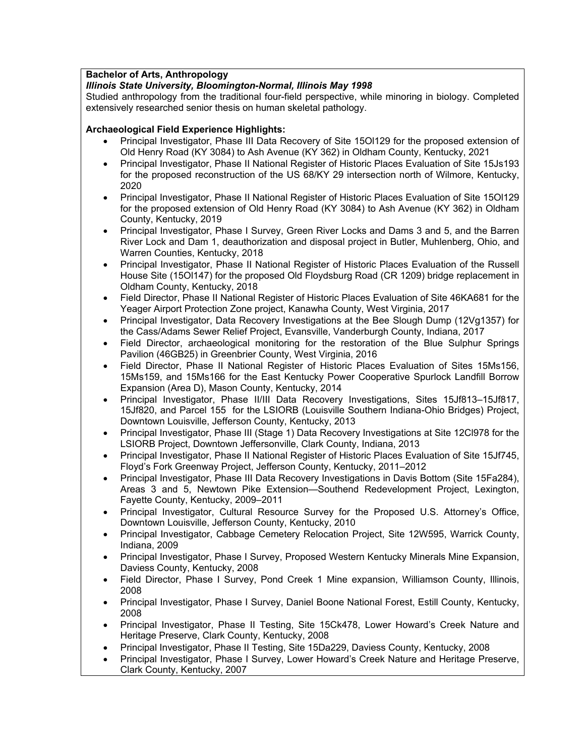**Bachelor of Arts, Anthropology**

***Illinois State University, Bloomington-Normal, Illinois May 1998***

Studied anthropology from the traditional four-field perspective, while minoring in biology. Completed extensively researched senior thesis on human skeletal pathology.

**Archaeological Field Experience Highlights:**

- Principal Investigator, Phase III Data Recovery of Site 15Ol129 for the proposed extension of Old Henry Road (KY 3084) to Ash Avenue (KY 362) in Oldham County, Kentucky, 2021
- Principal Investigator, Phase II National Register of Historic Places Evaluation of Site 15Js193 for the proposed reconstruction of the US 68/KY 29 intersection north of Wilmore, Kentucky, 2020
- Principal Investigator, Phase II National Register of Historic Places Evaluation of Site 15Ol129 for the proposed extension of Old Henry Road (KY 3084) to Ash Avenue (KY 362) in Oldham County, Kentucky, 2019
- Principal Investigator, Phase I Survey, Green River Locks and Dams 3 and 5, and the Barren River Lock and Dam 1, deauthorization and disposal project in Butler, Muhlenberg, Ohio, and Warren Counties, Kentucky, 2018
- Principal Investigator, Phase II National Register of Historic Places Evaluation of the Russell House Site (15Ol147) for the proposed Old Floydsburg Road (CR 1209) bridge replacement in Oldham County, Kentucky, 2018
- Field Director, Phase II National Register of Historic Places Evaluation of Site 46KA681 for the Yeager Airport Protection Zone project, Kanawha County, West Virginia, 2017
- Principal Investigator, Data Recovery Investigations at the Bee Slough Dump (12Vg1357) for the Cass/Adams Sewer Relief Project, Evansville, Vanderburgh County, Indiana, 2017
- Field Director, archaeological monitoring for the restoration of the Blue Sulphur Springs Pavilion (46GB25) in Greenbrier County, West Virginia, 2016
- Field Director, Phase II National Register of Historic Places Evaluation of Sites 15Ms156, 15Ms159, and 15Ms166 for the East Kentucky Power Cooperative Spurlock Landfill Borrow Expansion (Area D), Mason County, Kentucky, 2014
- Principal Investigator, Phase II/III Data Recovery Investigations, Sites 15Jf813–15Jf817, 15Jf820, and Parcel 155 for the LSIORB (Louisville Southern Indiana-Ohio Bridges) Project, Downtown Louisville, Jefferson County, Kentucky, 2013
- Principal Investigator, Phase III (Stage 1) Data Recovery Investigations at Site 12Cl978 for the LSIORB Project, Downtown Jeffersonville, Clark County, Indiana, 2013
- Principal Investigator, Phase II National Register of Historic Places Evaluation of Site 15Jf745, Floyd's Fork Greenway Project, Jefferson County, Kentucky, 2011–2012
- Principal Investigator, Phase III Data Recovery Investigations in Davis Bottom (Site 15Fa284), Areas 3 and 5, Newtown Pike Extension—Southend Redevelopment Project, Lexington, Fayette County, Kentucky, 2009–2011
- Principal Investigator, Cultural Resource Survey for the Proposed U.S. Attorney's Office, Downtown Louisville, Jefferson County, Kentucky, 2010
- Principal Investigator, Cabbage Cemetery Relocation Project, Site 12W595, Warrick County, Indiana, 2009
- Principal Investigator, Phase I Survey, Proposed Western Kentucky Minerals Mine Expansion, Daviess County, Kentucky, 2008
- Field Director, Phase I Survey, Pond Creek 1 Mine expansion, Williamson County, Illinois, 2008
- Principal Investigator, Phase I Survey, Daniel Boone National Forest, Estill County, Kentucky, 2008
- Principal Investigator, Phase II Testing, Site 15Ck478, Lower Howard's Creek Nature and Heritage Preserve, Clark County, Kentucky, 2008
- Principal Investigator, Phase II Testing, Site 15Da229, Daviess County, Kentucky, 2008
- Principal Investigator, Phase I Survey, Lower Howard's Creek Nature and Heritage Preserve, Clark County, Kentucky, 2007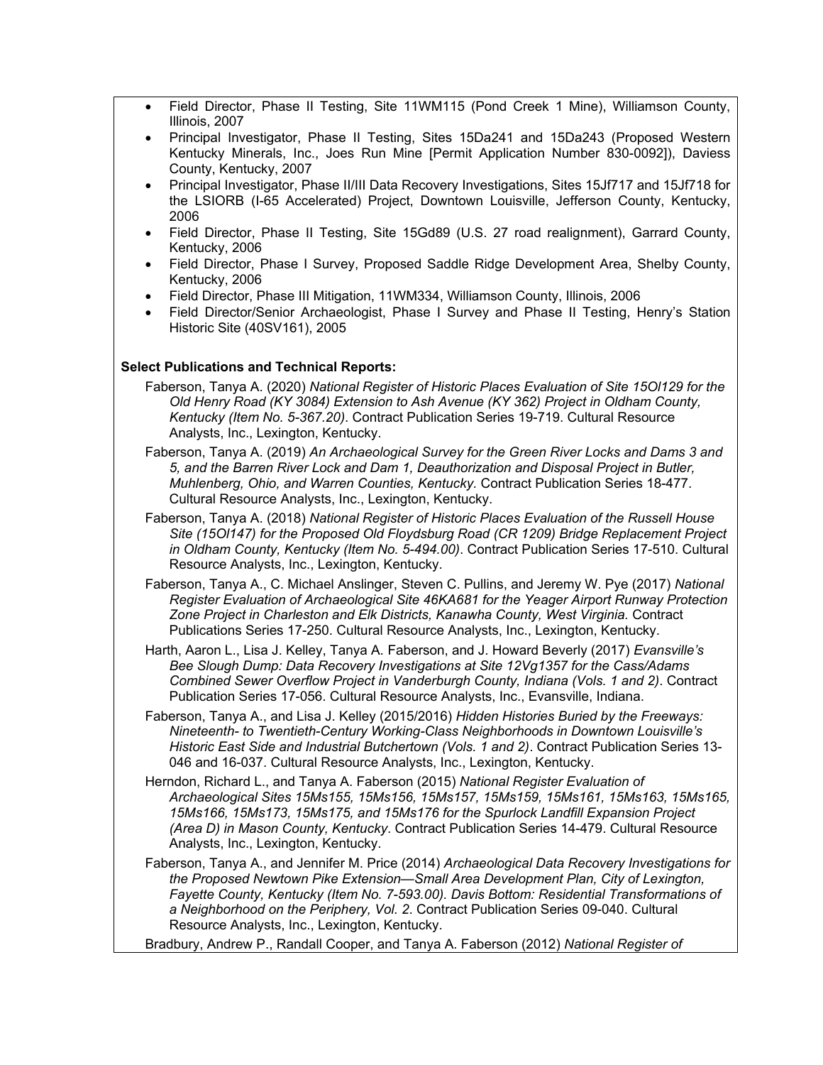- Field Director, Phase II Testing, Site 11WM115 (Pond Creek 1 Mine), Williamson County, Illinois, 2007
- Principal Investigator, Phase II Testing, Sites 15Da241 and 15Da243 (Proposed Western Kentucky Minerals, Inc., Joes Run Mine [Permit Application Number 830-0092]), Daviess County, Kentucky, 2007
- Principal Investigator, Phase II/III Data Recovery Investigations, Sites 15Jf717 and 15Jf718 for the LSIORB (I-65 Accelerated) Project, Downtown Louisville, Jefferson County, Kentucky, 2006
- Field Director, Phase II Testing, Site 15Gd89 (U.S. 27 road realignment), Garrard County, Kentucky, 2006
- Field Director, Phase I Survey, Proposed Saddle Ridge Development Area, Shelby County, Kentucky, 2006
- Field Director, Phase III Mitigation, 11WM334, Williamson County, Illinois, 2006
- Field Director/Senior Archaeologist, Phase I Survey and Phase II Testing, Henry's Station Historic Site (40SV161), 2005

**Select Publications and Technical Reports:**

Faberson, Tanya A. (2020) *National Register of Historic Places Evaluation of Site 15Ol129 for the Old Henry Road (KY 3084) Extension to Ash Avenue (KY 362) Project in Oldham County, Kentucky (Item No. 5-367.20)*. Contract Publication Series 19-719. Cultural Resource Analysts, Inc., Lexington, Kentucky.

Faberson, Tanya A. (2019) *An Archaeological Survey for the Green River Locks and Dams 3 and 5, and the Barren River Lock and Dam 1, Deauthorization and Disposal Project in Butler, Muhlenberg, Ohio, and Warren Counties, Kentucky.* Contract Publication Series 18-477. Cultural Resource Analysts, Inc., Lexington, Kentucky.

Faberson, Tanya A. (2018) *National Register of Historic Places Evaluation of the Russell House Site (15Ol147) for the Proposed Old Floydsburg Road (CR 1209) Bridge Replacement Project in Oldham County, Kentucky (Item No. 5-494.00)*. Contract Publication Series 17-510. Cultural Resource Analysts, Inc., Lexington, Kentucky.

Faberson, Tanya A., C. Michael Anslinger, Steven C. Pullins, and Jeremy W. Pye (2017) *National Register Evaluation of Archaeological Site 46KA681 for the Yeager Airport Runway Protection Zone Project in Charleston and Elk Districts, Kanawha County, West Virginia.* Contract Publications Series 17-250. Cultural Resource Analysts, Inc., Lexington, Kentucky.

Harth, Aaron L., Lisa J. Kelley, Tanya A. Faberson, and J. Howard Beverly (2017) *Evansville's Bee Slough Dump: Data Recovery Investigations at Site 12Vg1357 for the Cass/Adams Combined Sewer Overflow Project in Vanderburgh County, Indiana (Vols. 1 and 2)*. Contract Publication Series 17-056. Cultural Resource Analysts, Inc., Evansville, Indiana.

Faberson, Tanya A., and Lisa J. Kelley (2015/2016) *Hidden Histories Buried by the Freeways: Nineteenth- to Twentieth-Century Working-Class Neighborhoods in Downtown Louisville's Historic East Side and Industrial Butchertown (Vols. 1 and 2)*. Contract Publication Series 13-046 and 16-037. Cultural Resource Analysts, Inc., Lexington, Kentucky.

Herndon, Richard L., and Tanya A. Faberson (2015) *National Register Evaluation of Archaeological Sites 15Ms155, 15Ms156, 15Ms157, 15Ms159, 15Ms161, 15Ms163, 15Ms165, 15Ms166, 15Ms173, 15Ms175, and 15Ms176 for the Spurlock Landfill Expansion Project (Area D) in Mason County, Kentucky*. Contract Publication Series 14-479. Cultural Resource Analysts, Inc., Lexington, Kentucky.

Faberson, Tanya A., and Jennifer M. Price (2014) *Archaeological Data Recovery Investigations for the Proposed Newtown Pike Extension—Small Area Development Plan, City of Lexington, Fayette County, Kentucky (Item No. 7-593.00). Davis Bottom: Residential Transformations of a Neighborhood on the Periphery, Vol. 2.* Contract Publication Series 09-040. Cultural Resource Analysts, Inc., Lexington, Kentucky.

Bradbury, Andrew P., Randall Cooper, and Tanya A. Faberson (2012) *National Register of*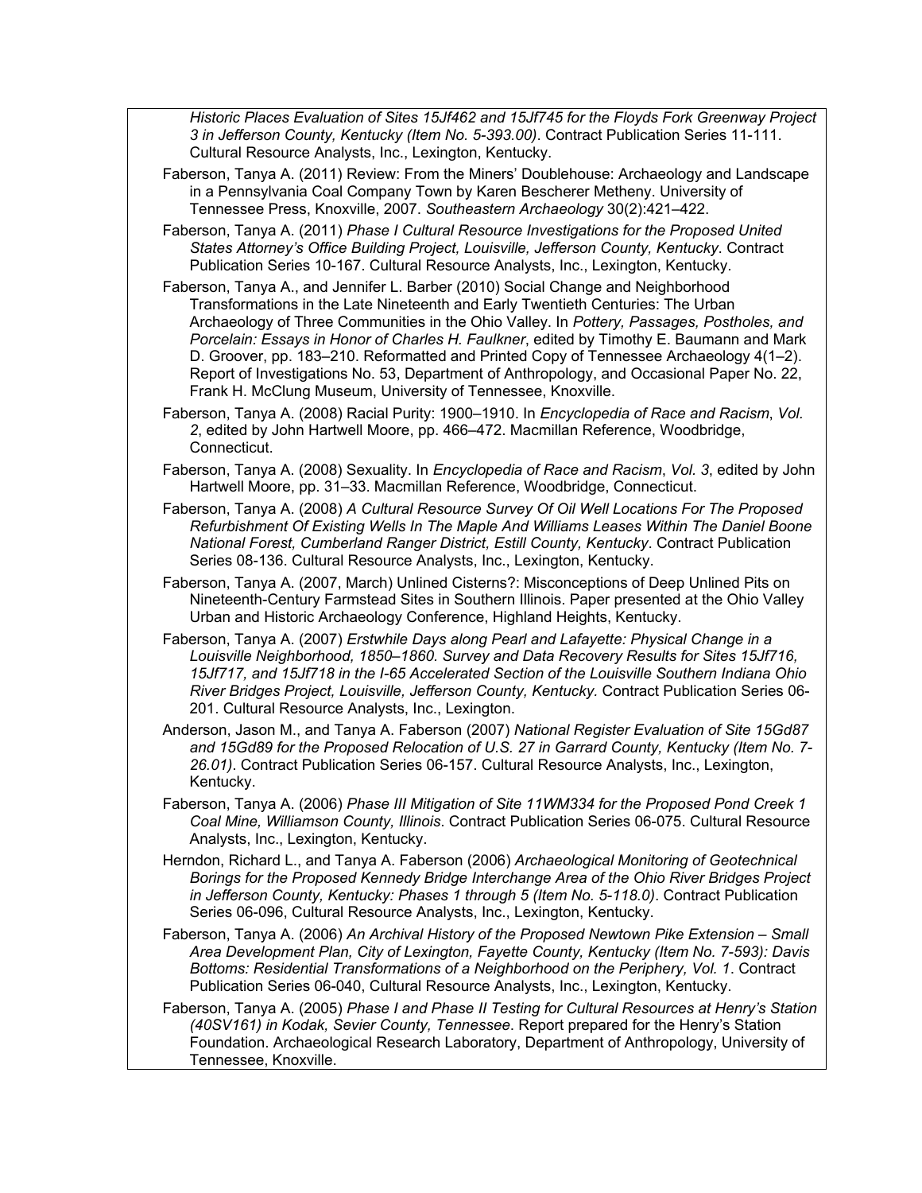*Historic Places Evaluation of Sites 15Jf462 and 15Jf745 for the Floyds Fork Greenway Project 3 in Jefferson County, Kentucky (Item No. 5-393.00)*. Contract Publication Series 11-111. Cultural Resource Analysts, Inc., Lexington, Kentucky.

Faberson, Tanya A. (2011) Review: From the Miners' Doublehouse: Archaeology and Landscape in a Pennsylvania Coal Company Town by Karen Bescherer Metheny. University of Tennessee Press, Knoxville, 2007. *Southeastern Archaeology* 30(2):421–422.

Faberson, Tanya A. (2011) *Phase I Cultural Resource Investigations for the Proposed United States Attorney's Office Building Project, Louisville, Jefferson County, Kentucky*. Contract Publication Series 10-167. Cultural Resource Analysts, Inc., Lexington, Kentucky.

Faberson, Tanya A., and Jennifer L. Barber (2010) Social Change and Neighborhood Transformations in the Late Nineteenth and Early Twentieth Centuries: The Urban Archaeology of Three Communities in the Ohio Valley. In *Pottery, Passages, Postholes, and Porcelain: Essays in Honor of Charles H. Faulkner*, edited by Timothy E. Baumann and Mark D. Groover, pp. 183–210. Reformatted and Printed Copy of Tennessee Archaeology 4(1–2). Report of Investigations No. 53, Department of Anthropology, and Occasional Paper No. 22, Frank H. McClung Museum, University of Tennessee, Knoxville.

Faberson, Tanya A. (2008) Racial Purity: 1900–1910. In *Encyclopedia of Race and Racism*, *Vol. 2*, edited by John Hartwell Moore, pp. 466–472. Macmillan Reference, Woodbridge, Connecticut.

Faberson, Tanya A. (2008) Sexuality. In *Encyclopedia of Race and Racism*, *Vol. 3*, edited by John Hartwell Moore, pp. 31–33. Macmillan Reference, Woodbridge, Connecticut.

Faberson, Tanya A. (2008) *A Cultural Resource Survey Of Oil Well Locations For The Proposed Refurbishment Of Existing Wells In The Maple And Williams Leases Within The Daniel Boone National Forest, Cumberland Ranger District, Estill County, Kentucky*. Contract Publication Series 08-136. Cultural Resource Analysts, Inc., Lexington, Kentucky.

Faberson, Tanya A. (2007, March) Unlined Cisterns?: Misconceptions of Deep Unlined Pits on Nineteenth-Century Farmstead Sites in Southern Illinois. Paper presented at the Ohio Valley Urban and Historic Archaeology Conference, Highland Heights, Kentucky.

Faberson, Tanya A. (2007) *Erstwhile Days along Pearl and Lafayette: Physical Change in a Louisville Neighborhood, 1850–1860. Survey and Data Recovery Results for Sites 15Jf716, 15Jf717, and 15Jf718 in the I-65 Accelerated Section of the Louisville Southern Indiana Ohio River Bridges Project, Louisville, Jefferson County, Kentucky.* Contract Publication Series 06-201. Cultural Resource Analysts, Inc., Lexington.

Anderson, Jason M., and Tanya A. Faberson (2007) *National Register Evaluation of Site 15Gd87 and 15Gd89 for the Proposed Relocation of U.S. 27 in Garrard County, Kentucky (Item No. 7-26.01)*. Contract Publication Series 06-157. Cultural Resource Analysts, Inc., Lexington, Kentucky.

Faberson, Tanya A. (2006) *Phase III Mitigation of Site 11WM334 for the Proposed Pond Creek 1 Coal Mine, Williamson County, Illinois*. Contract Publication Series 06-075. Cultural Resource Analysts, Inc., Lexington, Kentucky.

Herndon, Richard L., and Tanya A. Faberson (2006) *Archaeological Monitoring of Geotechnical Borings for the Proposed Kennedy Bridge Interchange Area of the Ohio River Bridges Project in Jefferson County, Kentucky: Phases 1 through 5 (Item No. 5-118.0)*. Contract Publication Series 06-096, Cultural Resource Analysts, Inc., Lexington, Kentucky.

Faberson, Tanya A. (2006) *An Archival History of the Proposed Newtown Pike Extension – Small Area Development Plan, City of Lexington, Fayette County, Kentucky (Item No. 7-593): Davis Bottoms: Residential Transformations of a Neighborhood on the Periphery, Vol. 1*. Contract Publication Series 06-040, Cultural Resource Analysts, Inc., Lexington, Kentucky.

Faberson, Tanya A. (2005) *Phase I and Phase II Testing for Cultural Resources at Henry's Station (40SV161) in Kodak, Sevier County, Tennessee*. Report prepared for the Henry's Station Foundation. Archaeological Research Laboratory, Department of Anthropology, University of Tennessee, Knoxville.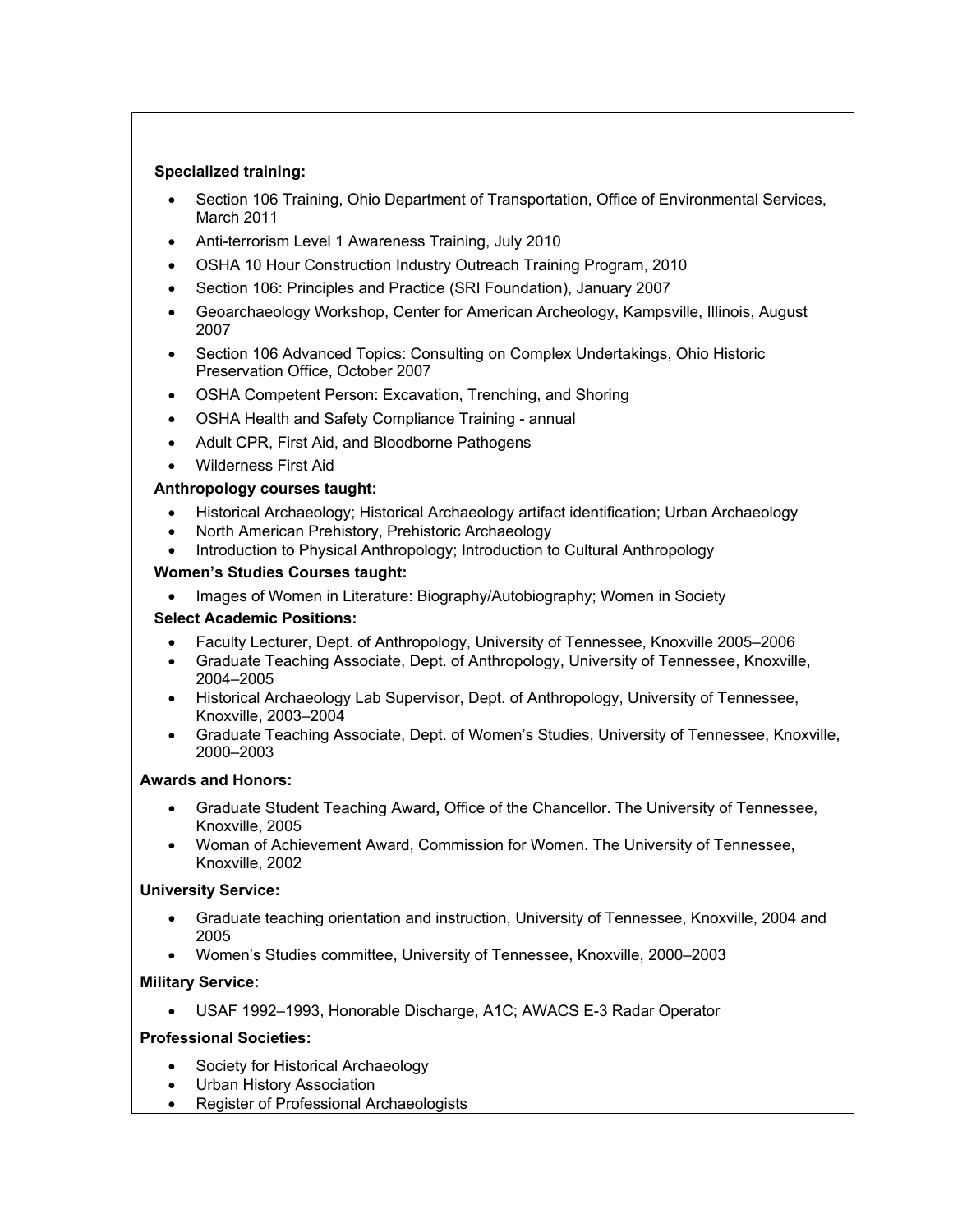**Specialized training:**

- Section 106 Training, Ohio Department of Transportation, Office of Environmental Services, March 2011
- Anti-terrorism Level 1 Awareness Training, July 2010
- OSHA 10 Hour Construction Industry Outreach Training Program, 2010
- Section 106: Principles and Practice (SRI Foundation), January 2007
- Geoarchaeology Workshop, Center for American Archeology, Kampsville, Illinois, August 2007
- Section 106 Advanced Topics: Consulting on Complex Undertakings, Ohio Historic Preservation Office, October 2007
- OSHA Competent Person: Excavation, Trenching, and Shoring
- OSHA Health and Safety Compliance Training - annual
- Adult CPR, First Aid, and Bloodborne Pathogens
- Wilderness First Aid

**Anthropology courses taught:**

- Historical Archaeology; Historical Archaeology artifact identification; Urban Archaeology
- North American Prehistory, Prehistoric Archaeology
- Introduction to Physical Anthropology; Introduction to Cultural Anthropology

**Women's Studies Courses taught:**

- Images of Women in Literature: Biography/Autobiography; Women in Society

**Select Academic Positions:**

- Faculty Lecturer, Dept. of Anthropology, University of Tennessee, Knoxville 2005–2006
- Graduate Teaching Associate, Dept. of Anthropology, University of Tennessee, Knoxville, 2004–2005
- Historical Archaeology Lab Supervisor, Dept. of Anthropology, University of Tennessee, Knoxville, 2003–2004
- Graduate Teaching Associate, Dept. of Women's Studies, University of Tennessee, Knoxville, 2000–2003

**Awards and Honors:**

- Graduate Student Teaching Award**,** Office of the Chancellor. The University of Tennessee, Knoxville, 2005
- Woman of Achievement Award, Commission for Women. The University of Tennessee, Knoxville, 2002

**University Service:**

- Graduate teaching orientation and instruction, University of Tennessee, Knoxville, 2004 and 2005
- Women's Studies committee, University of Tennessee, Knoxville, 2000–2003

**Military Service:**

- USAF 1992–1993, Honorable Discharge, A1C; AWACS E-3 Radar Operator

**Professional Societies:**

- Society for Historical Archaeology
- Urban History Association
- Register of Professional Archaeologists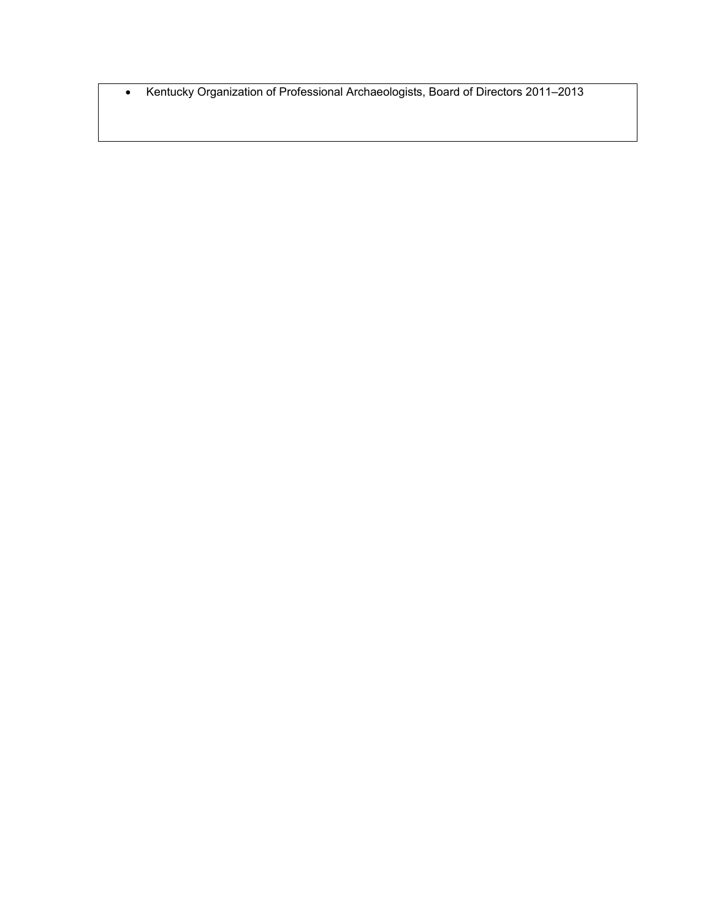- Kentucky Organization of Professional Archaeologists, Board of Directors 2011–2013